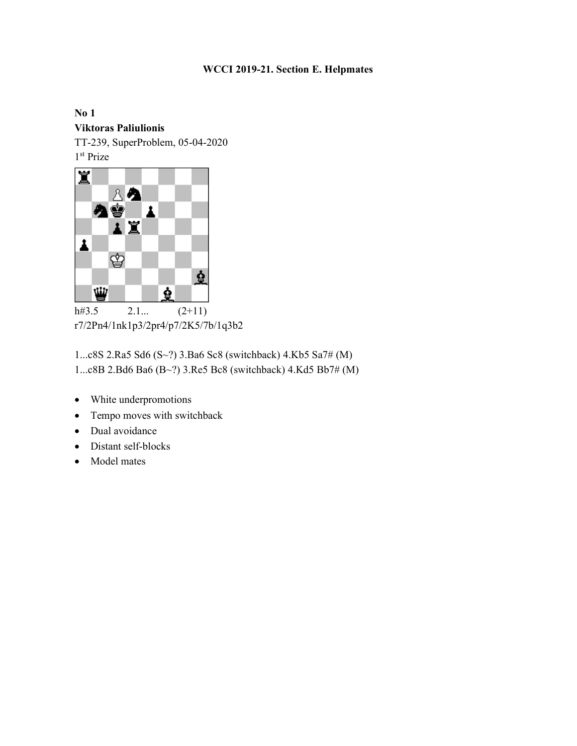# WCCI 2019-21. Section E. Helpmates

**No 1**
**Viktoras Paliulionis**
TT-239, SuperProblem, 05-04-2020
1st Prize

h#3.5 2.1... (2+11)
r7/2Pn4/1nk1p3/2pr4/p7/2K5/7b/1q3b2

1...c8S 2.Ra5 Sd6 (S~?) 3.Ba6 Sc8 (switchback) 4.Kb5 Sa7# (M)
1...c8B 2.Bd6 Ba6 (B~?) 3.Re5 Bc8 (switchback) 4.Kd5 Bb7# (M)

- White underpromotions
- Tempo moves with switchback
- Dual avoidance
- Distant self-blocks
- Model mates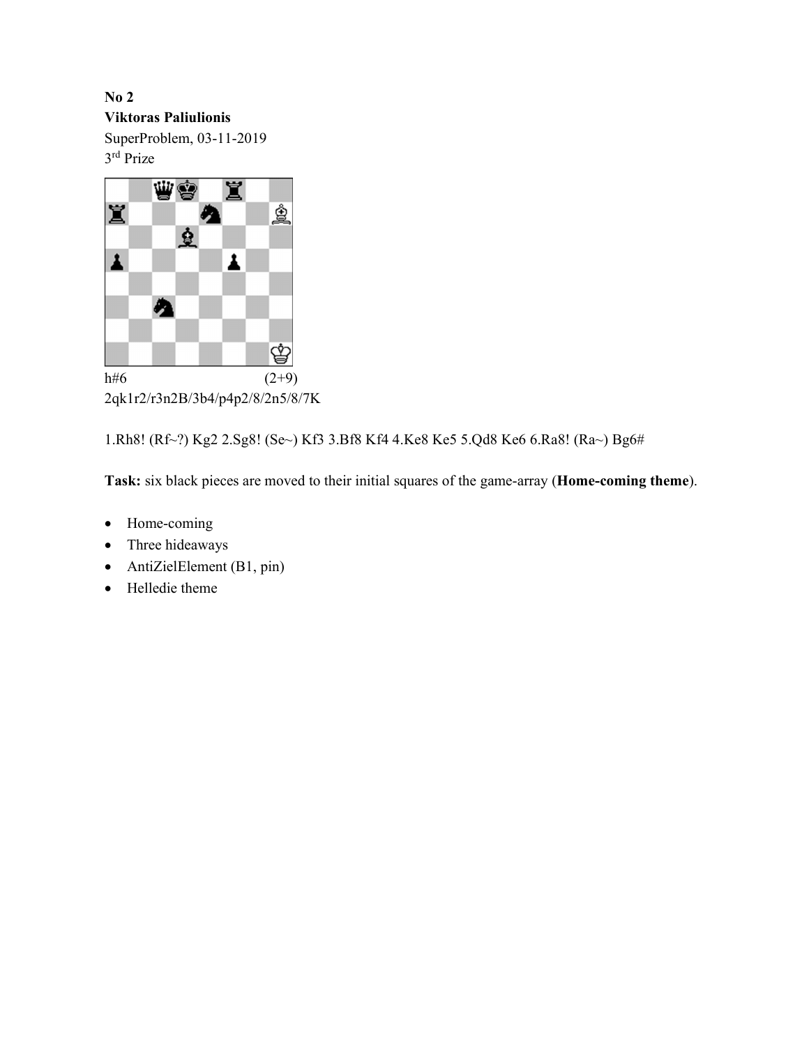**No 2**
**Viktoras Paliulionis**
SuperProblem, 03-11-2019
3rd Prize

h#6 (2+9)
2qk1r2/r3n2B/3b4/p4p2/8/2n5/8/7K

1.Rh8! (Rf~?) Kg2 2.Sg8! (Se~) Kf3 3.Bf8 Kf4 4.Ke8 Ke5 5.Qd8 Ke6 6.Ra8! (Ra~) Bg6#

**Task:** six black pieces are moved to their initial squares of the game-array (**Home-coming theme**).

- Home-coming
- Three hideaways
- AntiZielElement (B1, pin)
- Helledie theme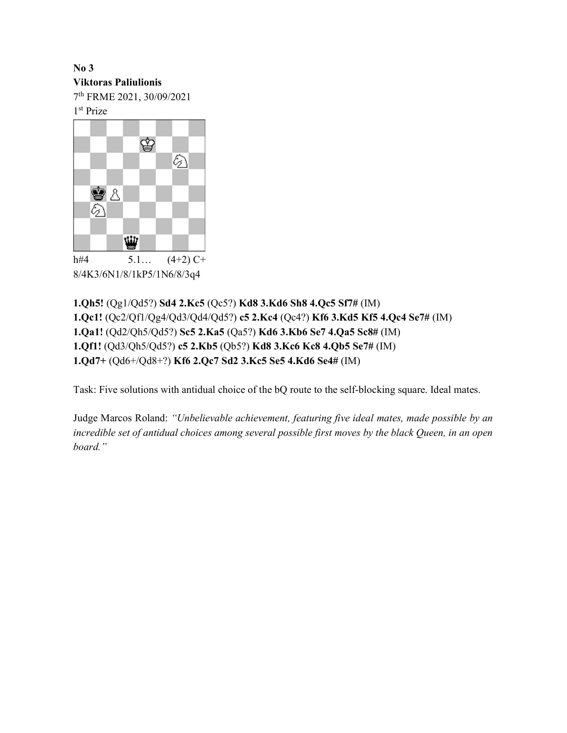**No 3**
**Viktoras Paliulionis**
7th FRME 2021, 30/09/2021
1st Prize

h#4 5.1… (4+2) C+
8/4K3/6N1/8/1kP5/1N6/8/3q4

**1.Qh5!** (Qg1/Qd5?) **Sd4 2.Kc5** (Qc5?) **Kd8 3.Kd6 Sh8 4.Qc5 Sf7#** (IM)
**1.Qc1!** (Qc2/Qf1/Qg4/Qd3/Qd4/Qd5?) **c5 2.Kc4** (Qc4?) **Kf6 3.Kd5 Kf5 4.Qc4 Se7#** (IM)
**1.Qa1!** (Qd2/Qh5/Qd5?) **Sc5 2.Ka5** (Qa5?) **Kd6 3.Kb6 Se7 4.Qa5 Sc8#** (IM)
**1.Qf1!** (Qd3/Qh5/Qd5?) **c5 2.Kb5** (Qb5?) **Kd8 3.Kc6 Kc8 4.Qb5 Se7#** (IM)
**1.Qd7+** (Qd6+/Qd8+?) **Kf6 2.Qc7 Sd2 3.Kc5 Se5 4.Kd6 Se4#** (IM)

Task: Five solutions with antidual choice of the bQ route to the self-blocking square. Ideal mates.

Judge Marcos Roland: *"Unbelievable achievement, featuring five ideal mates, made possible by an incredible set of antidual choices among several possible first moves by the black Queen, in an open board."*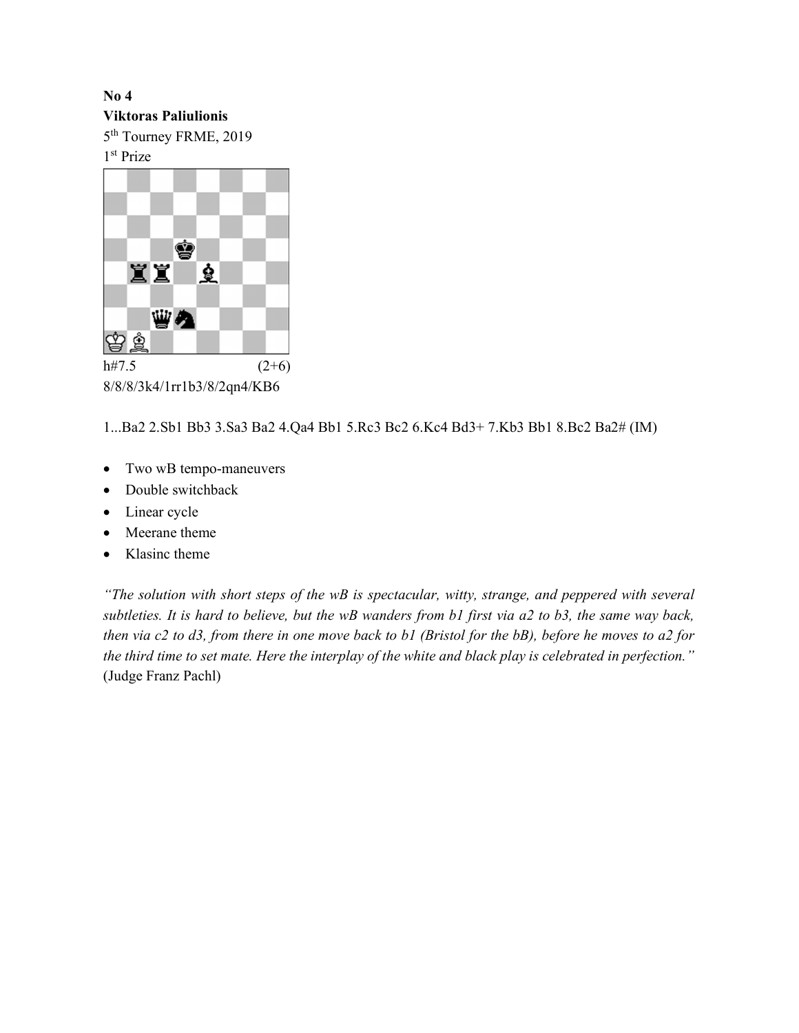**No 4**
**Viktoras Paliulionis**
5th Tourney FRME, 2019
1st Prize

h#7.5 (2+6)
8/8/8/3k4/1rr1b3/8/2qn4/KB6

1...Ba2 2.Sb1 Bb3 3.Sa3 Ba2 4.Qa4 Bb1 5.Rc3 Bc2 6.Kc4 Bd3+ 7.Kb3 Bb1 8.Bc2 Ba2# (IM)

- Two wB tempo-maneuvers
- Double switchback
- Linear cycle
- Meerane theme
- Klasinc theme

*"The solution with short steps of the wB is spectacular, witty, strange, and peppered with several subtleties. It is hard to believe, but the wB wanders from b1 first via a2 to b3, the same way back, then via c2 to d3, from there in one move back to b1 (Bristol for the bB), before he moves to a2 for the third time to set mate. Here the interplay of the white and black play is celebrated in perfection."* (Judge Franz Pachl)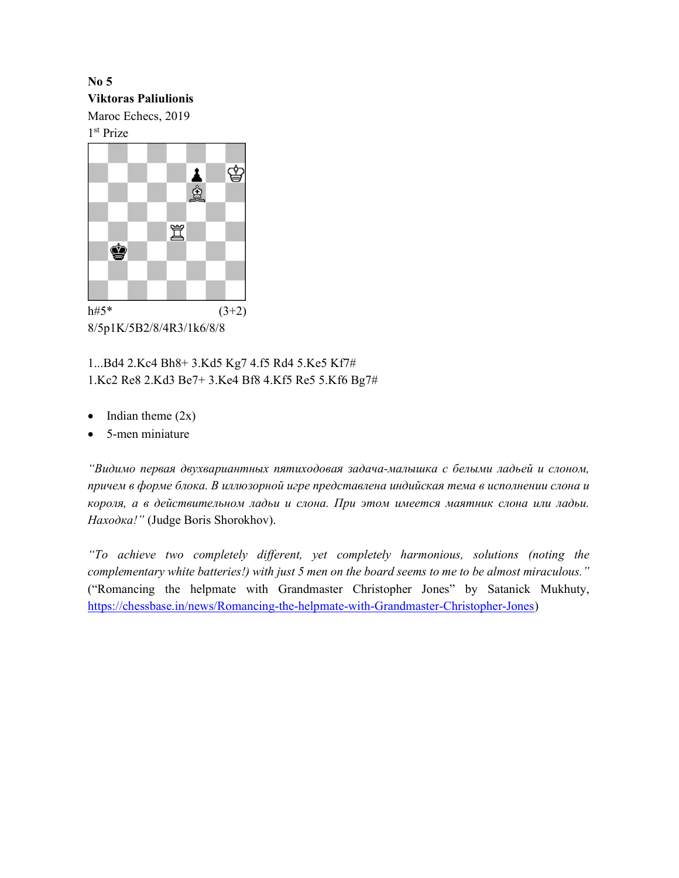**No 5**
**Viktoras Paliulionis**
Maroc Echecs, 2019
1st Prize

h#5* (3+2)
8/5p1K/5B2/8/4R3/1k6/8/8

1...Bd4 2.Kc4 Bh8+ 3.Kd5 Kg7 4.f5 Rd4 5.Ke5 Kf7#
1.Kc2 Re8 2.Kd3 Be7+ 3.Ke4 Bf8 4.Kf5 Re5 5.Kf6 Bg7#

- Indian theme (2x)
- 5-men miniature

*"Видимо первая двухвариантных пятиходовая задача-малышка с белыми ладьей и слоном, причем в форме блока. В иллюзорной игре представлена индийская тема в исполнении слона и короля, а в действительном ладьи и слона. При этом имеется маятник слона или ладьи. Находка!"* (Judge Boris Shorokhov).

*"To achieve two completely different, yet completely harmonious, solutions (noting the complementary white batteries!) with just 5 men on the board seems to me to be almost miraculous."* ("Romancing the helpmate with Grandmaster Christopher Jones" by Satanick Mukhuty, https://chessbase.in/news/Romancing-the-helpmate-with-Grandmaster-Christopher-Jones)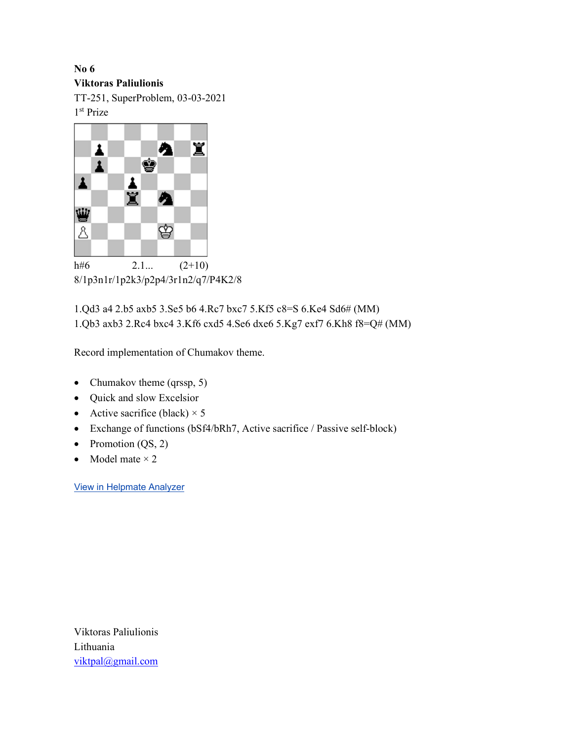**No 6**
**Viktoras Paliulionis**
TT-251, SuperProblem, 03-03-2021
1st Prize

h#6 2.1... (2+10)
8/1p3n1r/1p2k3/p2p4/3r1n2/q7/P4K2/8

1.Qd3 a4 2.b5 axb5 3.Se5 b6 4.Rc7 bxc7 5.Kf5 c8=S 6.Ke4 Sd6# (MM)
1.Qb3 axb3 2.Rc4 bxc4 3.Kf6 cxd5 4.Se6 dxe6 5.Kg7 exf7 6.Kh8 f8=Q# (MM)

Record implementation of Chumakov theme.

- Chumakov theme (qrssp, 5)
- Quick and slow Excelsior
- Active sacrifice (black) × 5
- Exchange of functions (bSf4/bRh7, Active sacrifice / Passive self-block)
- Promotion (QS, 2)
- Model mate × 2

View in Helpmate Analyzer

Viktoras Paliulionis
Lithuania
viktpal@gmail.com